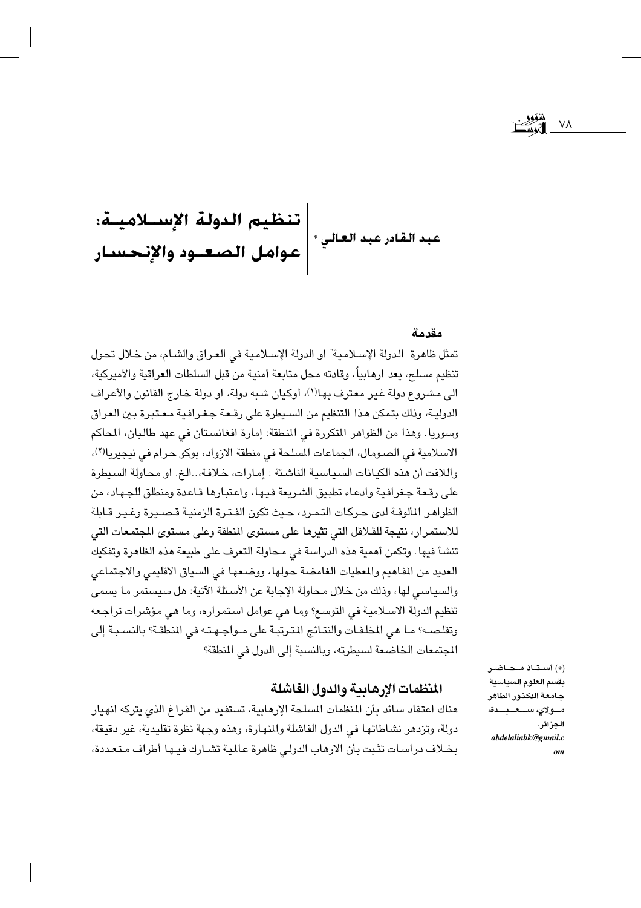# تنظيم الدولة الإسلامية: عوامل الصعود والإنحسار

**عبد القادر عبد العالي** *

## مقدمة

تمثل ظاهرة "الدولة الإسلامية" او الدولة الإسلامية في العراق والشام، من خلال تحول تنظيم مسلح، يعد ارهابياً، وقادته محل متابعة أمنية من قبل السلطات العراقية والأميركية، الى مشروع دولة غير معترف بها[1]، أوكيان شبه دولة، او دولة خارج القانون والأعراف الدولية، وذلك بتمكن هذا التنظيم من السيطرة على رقعة جغرافية معتبرة بين العراق وسوريا. وهذا من الظواهر المتكررة في المنطقة: إمارة افغانستان في عهد طالبان، المحاكم الاسلامية في الصومال، الجماعات المسلحة في منطقة الازواد، بوكو حرام في نيجيريا[2]، واللافت أن هذه الكيانات السياسية الناشئة : إمارات، خلافة،..الخ. او محاولة السيطرة على رقعة جغرافية وادعاء تطبيق الشريعة فيها، واعتبارها قاعدة ومنطلق للجهاد، من الظواهر المألوفة لدى حركات التمرد، حيث تكون الفترة الزمنية قصيرة وغير قابلة للاستمرار، نتيجة للقلاقل التي تثيرها على مستوى المنطقة وعلى مستوى المجتمعات التي تنشأ فيها. وتكمن أهمية هذه الدراسة في محاولة التعرف على طبيعة هذه الظاهرة وتفكيك العديد من المفاهيم والمعطيات الغامضة حولها، ووضعها في السياق الاقليمي والاجتماعي والسياسي لها، وذلك من خلال محاولة الإجابة عن الأسئلة الآتية: هل سيستمر ما يسمى تنظيم الدولة الاسلامية في التوسع؟ وما هي عوامل استمراره، وما هي مؤشرات تراجعه وتقلصه؟ ما هي المخلفات والنتائج المترتبة على مواجهته في المنطقة؟ بالنسبة إلى المجتمعات الخاضعة لسيطرته، وبالنسبة إلى الدول في المنطقة؟

## المنظمات الإرهابية والدول الفاشلة

هناك اعتقاد سائد بأن المنظمات المسلحة الإرهابية، تستفيد من الفراغ الذي يتركه انهيار دولة، وتزدهر نشاطاتها في الدول الفاشلة والمنهارة، وهذه وجهة نظرة تقليدية، غير دقيقة، بخلاف دراسات تثبت بأن الارهاب الدولي ظاهرة عالمية تشارك فيها أطراف متعددة،

(*) أستاذ محاضر بقسم العلوم السياسية جامعة الدكتور الطاهر مولاي، سعيدة، الجزائر. abdelaliabk@gmail.com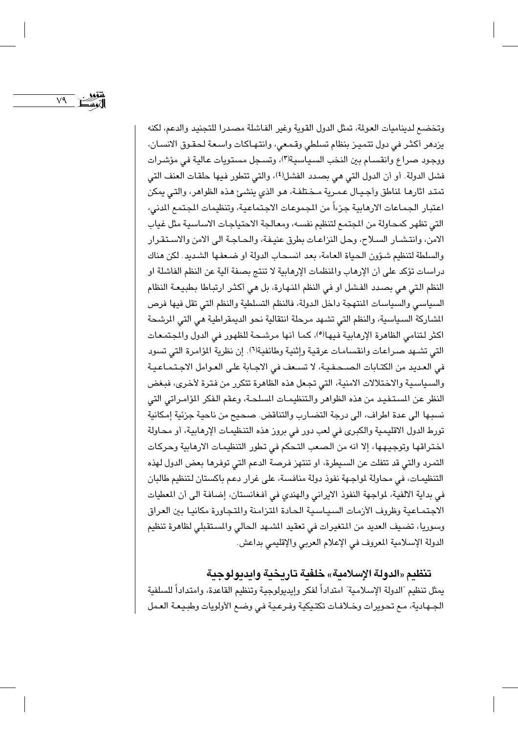وتخضع لديناميات العولمة، تمثل الدول القوية وغير الفاشلة مصدرا للتجنيد والدعم، لكنه يزدهر أكثر في دول تتميز بنظام تسلطي وقمعي، وانتهاكات واسعة لحقوق الانسان، ووجود صراع وانقسام بين النخب السياسية[3]، وتسجل مستويات عالية في مؤشرات فشل الدولة. أو أن الدول التي هي بصدد الفشل[4]، والتي تتطور فيها حلقات العنف التي تمتد اثارها لمناطق وأجيال عمرية مختلفة، هو الذي ينشئ هذه الظواهر، والتي يمكن اعتبار الجماعات الارهابية جزءاً من المجموعات الاجتماعية، وتنظيمات المجتمع المدني، التي تظهر كمحاولة من المجتمع لتنظيم نفسه، ومعالجة الاحتياجات الاساسية مثل غياب الامن، وانتشار السلاح، وحل النزاعات بطرق عنيفة، والحاجة الى الامن والاستقرار والسلطة لتنظيم شؤون الحياة العامة، بعد انسحاب الدولة او ضعفها الشديد. لكن هناك دراسات تؤكد على أن الإرهاب والمنظمات الإرهابية لا تنتج بصفة آلية عن النظم الفاشلة او النظم التي هي بصدد الفشل او في النظم المنهارة، بل هي أكثر ارتباطا بطبيعة النظام السياسي والسياسات المنتهجة داخل الدولة، فالنظم التسلطية والنظم التي تقل فيها فرص المشاركة السياسية، والنظم التي تشهد مرحلة انتقالية نحو الديمقراطية هي التي المرشحة اكثر لتنامي الظاهرة الإرهابية فيها[5]، كما أنها مرشحة للظهور في الدول والمجتمعات التي تشهد صراعات وانقسامات عرقية وإثنية وطائفية[6]. إن نظرية المؤامرة التي تسود في العديد من الكتابات الصحفية، لا تسعف في الاجابة على العوامل الاجتماعية والسياسية والاختلالات الامنية، التي تجعل هذه الظاهرة تتكرر من فترة لأخرى، فبغض النظر عن المستفيد من هذه الظواهر والتنظيمات المسلحة، وعقم الفكر المؤامراتي التي نسبها الى عدة اطراف، الى درجة التضارب والتناقض. صحيح من ناحية جزئية إمكانية تورط الدول الاقليمية والكبرى في لعب دور في بروز هذه التنظيمات الإرهابية، أو محاولة اختراقها وتوجيهها، إلا انه من الصعب التحكم في تطور التنظيمات الارهابية وحركات التمرد والتي قد تنفلت عن السيطرة، او تنتهز فرصة الدعم التي توفرها بعض الدول لهذه التنظيمات، في محاولة لمواجهة نفوذ دولة منافسة، على غرار دعم باكستان لتنظيم طالبان في بداية الالفية، لمواجهة النفوذ الايراني والهندي في أفغانستان، إضافة الى أن المعطيات الاجتماعية وظروف الأزمات السياسية الحادة المتزامنة والمتجاورة مكانيا بين العراق وسوريا، تضيف العديد من المتغيرات في تعقيد المشهد الحالي والمستقبلي لظاهرة تنظيم الدولة الإسلامية المعروف في الإعلام العربي والإقليمي بداعش.

## تنظيم «الدولة الإسلامية» خلفية تاريخية وايديولوجية

يمثل تنظيم "الدولة الإسلامية" امتداداً لفكر وإيديولوجية وتنظيم القاعدة، وامتداداً للسلفية الجهادية، مع تحويرات وخلافات تكتيكية وفرعية في وضع الأولويات وطبيعة العمل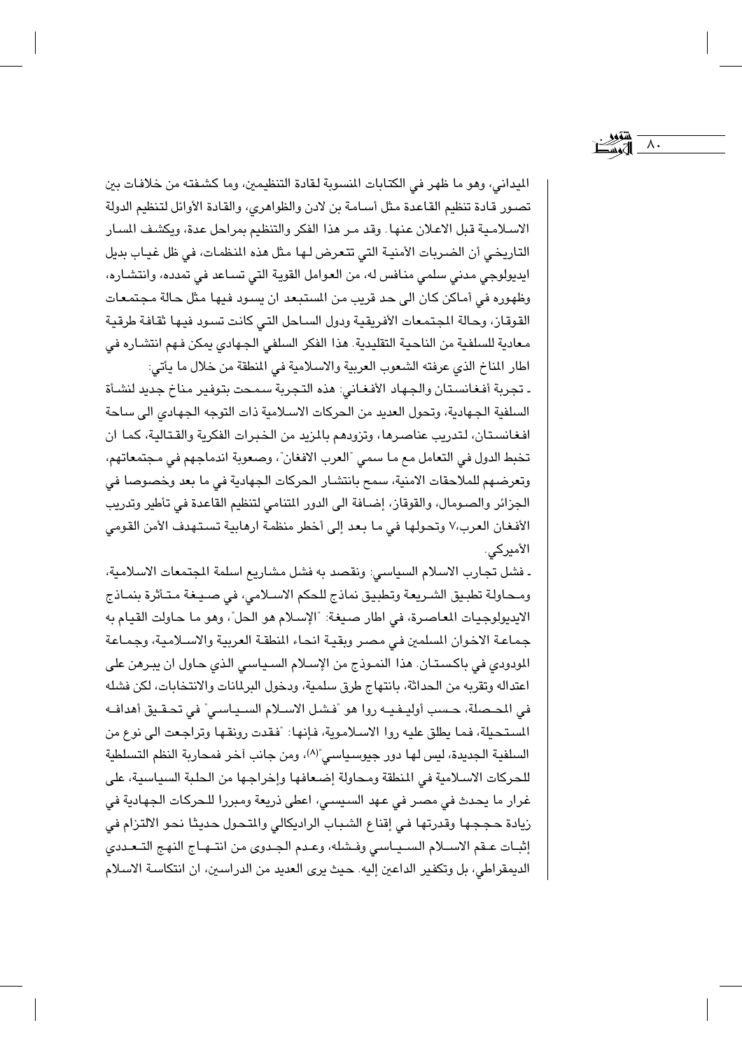الميداني، وهو ما ظهر في الكتابات المنسوبة لقادة التنظيمين، وما كشفته من خلافات بين تصور قادة تنظيم القاعدة مثل أسامة بن لادن والظواهري، والقادة الأوائل لتنظيم الدولة الاسلامية قبل الاعلان عنها. وقد مر هذا الفكر والتنظيم بمراحل عدة، ويكشف المسار التاريخي أن الضربات الأمنية التي تتعرض لها مثل هذه المنظمات، في ظل غياب بديل ايديولوجي مدني سلمي منافس له، من العوامل القوية التي تساعد في تمدده، وانتشاره، وظهوره في أماكن كان الى حد قريب من المستبعد ان يسود فيها مثل حالة مجتمعات القوقاز، وحالة المجتمعات الأفريقية ودول الساحل التي كانت تسود فيها ثقافة طرقية معادية للسلفية من الناحية التقليدية. هذا الفكر السلفي الجهادي يمكن فهم انتشاره في اطار المناخ الذي عرفته الشعوب العربية والاسلامية في المنطقة من خلال ما يأتي:

- تجربة أفغانستان والجهاد الأفغاني: هذه التجربة سمحت بتوفير مناخ جديد لنشأة السلفية الجهادية، وتحول العديد من الحركات الاسلامية ذات التوجه الجهادي الى ساحة افغانستان، لتدريب عناصرها، وتزودهم بالمزيد من الخبرات الفكرية والقتالية، كما ان تخبط الدول في التعامل مع ما سمي "العرب الافغان"، وصعوبة اندماجهم في مجتمعاتهم، وتعرضهم للملاحقات الامنية، سمح بانتشار الحركات الجهادية في ما بعد وخصوصا في الجزائر والصومال، والقوقاز، إضافة الى الدور المتنامي لتنظيم القاعدة في تأطير وتدريب الأفغان العرب،[7] وتحولها في ما بعد إلى أخطر منظمة ارهابية تستهدف الأمن القومي الأميركي.

- فشل تجارب الاسلام السياسي: ونقصد به فشل مشاريع اسلمة المجتمعات الاسلامية، ومحاولة تطبيق الشريعة وتطبيق نماذج للحكم الاسلامي، في صيغة متأثرة بنماذج الايديولوجيات المعاصرة، في اطار صيغة: "الإسلام هو الحل"، وهو ما حاولت القيام به جماعة الاخوان المسلمين في مصر وبقية انحاء المنطقة العربية والاسلامية، وجماعة المودودي في باكستان. هذا النموذج من الإسلام السياسي الذي حاول ان يبرهن على اعتداله وتقربه من الحداثة، بانتهاج طرق سلمية، ودخول البرلمانات والانتخابات، لكن فشله في المحصلة، حسب أوليفييه روا هو "فشل الاسلام السياسي" في تحقيق أهدافه المستحيلة، فما يطلق عليه روا الاسلاموية، فإنها: "فقدت رونقها وتراجعت الى نوع من السلفية الجديدة، ليس لها دور جيوسياسي"[8]، ومن جانب آخر فمحاربة النظم التسلطية للحركات الاسلامية في المنطقة ومحاولة إضعافها وإخراجها من الحلبة السياسية، على غرار ما يحدث في مصر في عهد السيسي، اعطى ذريعة ومبررا للحركات الجهادية في زيادة حججها وقدرتها في إقناع الشباب الراديكالي والمتحول حديثا نحو الالتزام في إثبات عقم الاسلام السياسي وفشله، وعدم الجدوى من انتهاج النهج التعددي الديمقراطي، بل وتكفير الداعين إليه. حيث يرى العديد من الدراسين، ان انتكاسة الاسلام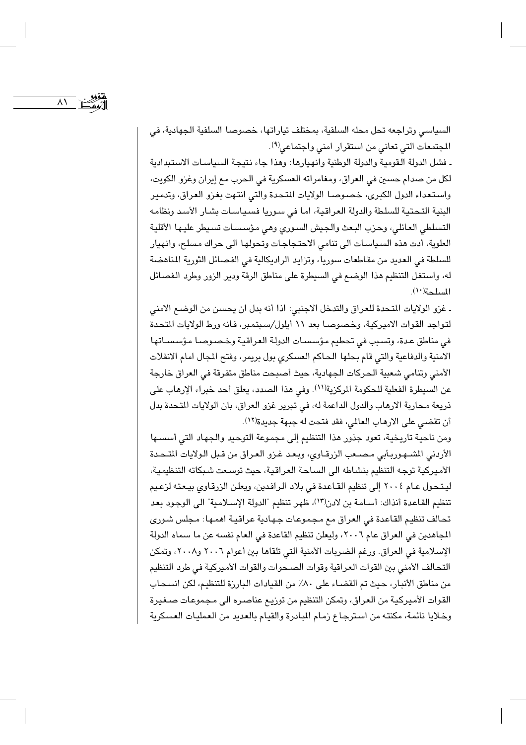السياسي وتراجعه تحل محله السلفية، بمختلف تياراتها، خصوصا السلفية الجهادية، في المجتمعات التي تعاني من استقرار امني واجتماعي(٩).

ـ فشل الدولة القومية والدولة الوطنية وانهيارها: وهذا جاء نتيجة السياسات الاستبدادية لكل من صدام حسين في العراق، ومغامراته العسكرية في الحرب مع إيران وغزو الكويت، واستعداء الدول الكبرى، خصوصا الولايات المتحدة والتي انتهت بغزو العراق، وتدمير البنية التحتية للسلطة والدولة العراقية، اما في سوريا فسياسات بشار الأسد ونظامه التسلطي العائلي، وحزب البعث والجيش السوري وهي مؤسسات تسيطر عليها الأقلية العلوية، أدت هذه السياسات الى تنامي الاحتجاجات وتحولها الى حراك مسلح، وانهيار للسلطة في العديد من مقاطعات سوريا، وتزايد الراديكالية في الفصائل الثورية المناهضة له، واستغل التنظيم هذا الوضع في السيطرة على مناطق الرقة ودير الزور وطرد الفصائل المسلحة(١٠).

ـ غزو الولايات المتحدة للعراق والتدخل الاجنبي: اذا أنه بدل ان يحسن من الوضع الامني لتواجد القوات الاميركية، وخصوصا بعد ١١ أيلول/سبتمبر، فانه ورط الولايات المتحدة في مناطق عدة، وتسبب في تحطيم مؤسسات الدولة العراقية وخصوصا مؤسساتها الامنية والدفاعية والتي قام بحلها الحاكم العسكري بول بريمر، وفتح المجال امام الانفلات الأمني وتنامي شعبية الحركات الجهادية، حيث أصبحت مناطق متفرقة في العراق خارجة عن السيطرة الفعلية للحكومة المركزية(١١). وفي هذا الصدد، يعلق أحد خبراء الإرهاب على ذريعة محاربة الارهاب والدول الداعمة له، في تبرير غزو العراق، بان الولايات المتحدة بدل أن تقضي على الارهاب العالمي، فقد فتحت له جبهة جديدة(١٢).

ومن ناحية تاريخية، تعود جذور هذا التنظيم إلى مجموعة التوحيد والجهاد التي أسسها الأردني المشهور بأبي مصعب الزرقاوي، وبعد غزو العراق من قبل الولايات المتحدة الأميركية توجه التنظيم بنشاطه الى الساحة العراقية، حيث توسعت شبكاته التنظيمية، ليتحول عام ٢٠٠٤ إلى تنظيم القاعدة في بلاد الرافدين، ويعلن الزرقاوي بيعته لزعيم تنظيم القاعدة أنذاك: أسامة بن لادن(١٣)، ظهر تنظيم "الدولة الإسلامية" الى الوجود بعد تحالف تنظيم القاعدة في العراق مع مجموعات جهادية عراقية اهمها: مجلس شورى المجاهدين في العراق عام ٢٠٠٦، وليعلن تنظيم القاعدة في العام نفسه عن ما سماه الدولة الإسلامية في العراق. ورغم الضربات الأمنية التي تلقاها بين أعوام ٢٠٠٦ و٢٠٠٨، وتمكن التحالف الأمني بين القوات العراقية وقوات الصحوات والقوات الأميركية في طرد التنظيم من مناطق الأنبار، حيث تم القضاء على ٨٠٪ من القيادات البارزة للتنظيم، لكن انسحاب القوات الأميركية من العراق، وتمكن التنظيم من توزيع عناصره الى مجموعات صغيرة وخلايا نائمة، مكنته من استرجاع زمام المبادرة والقيام بالعديد من العمليات العسكرية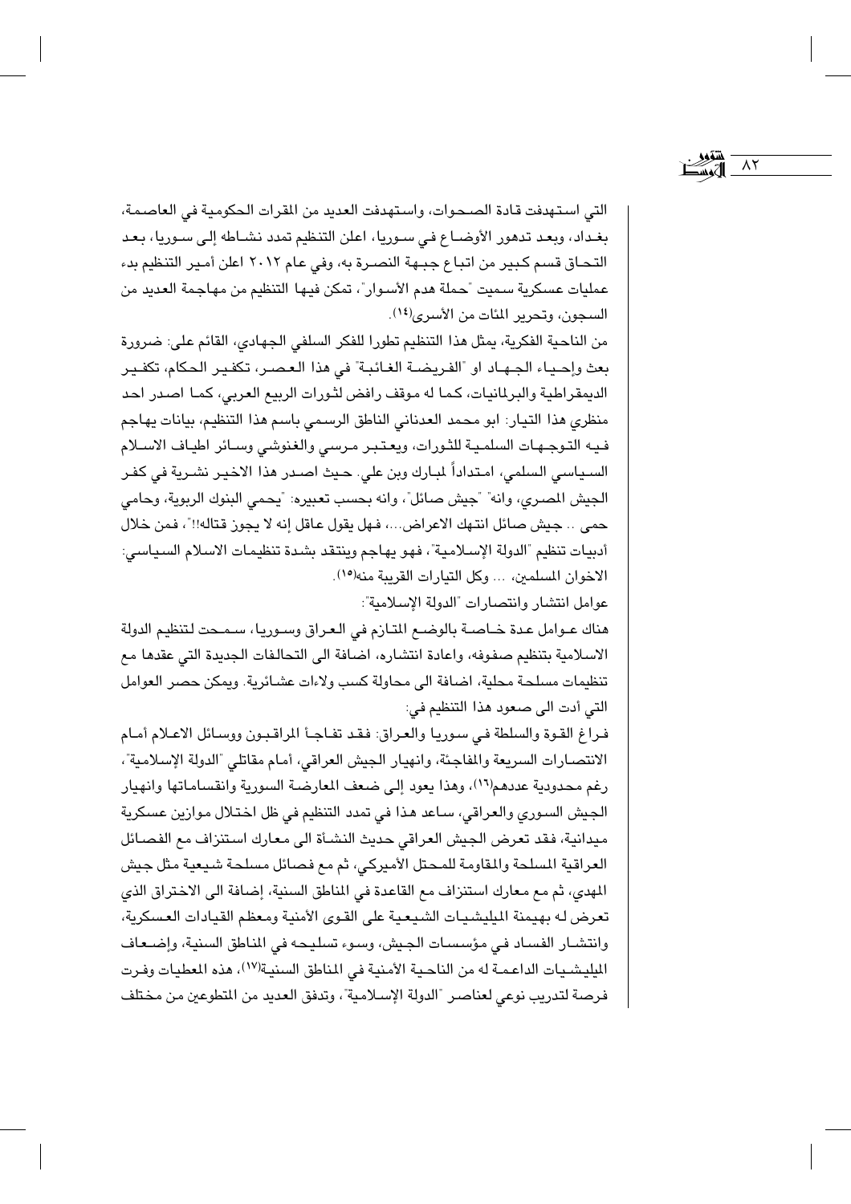التي استهدفت قادة الصحوات، واستهدفت العديد من المقرات الحكومية في العاصمة، بغداد، وبعد تدهور الأوضاع في سوريا، اعلن التنظيم تمدد نشاطه إلى سوريا، بعد التحاق قسم كبير من اتباع جبهة النصرة به، وفي عام ٢٠١٢ اعلن أمير التنظيم بدء عمليات عسكرية سميت "حملة هدم الأسوار"، تمكن فيها التنظيم من مهاجمة العديد من السجون، وتحرير المئات من الأسرى[١٤].

من الناحية الفكرية، يمثل هذا التنظيم تطورا للفكر السلفي الجهادي، القائم على: ضرورة بعث وإحياء الجهاد او "الفريضة الغائبة" في هذا العصر، تكفير الحكام، تكفير الديمقراطية والبرلمانيات، كما له موقف رافض لثورات الربيع العربي، كما اصدر احد منظري هذا التيار: ابو محمد العدناني الناطق الرسمي باسم هذا التنظيم، بيانات يهاجم فيه التوجهات السلمية للثورات، ويعتبر مرسي والغنوشي وسائر اطياف الاسلام السياسي السلمي، امتداداً لمبارك وبن علي. حيث اصدر هذا الاخير نشرية في كفر الجيش المصري، وانه" "جيش صائل"، وانه بحسب تعبيره: "يحمي البنوك الربوية، وحامي حمى .. جيش صائل انتهك الاعراض...، فهل يقول عاقل إنه لا يجوز قتاله!!"، فمن خلال أدبيات تنظيم "الدولة الإسلامية"، فهو يهاجم وينتقد بشدة تنظيمات الاسلام السياسي: الاخوان المسلمين، ... وكل التيارات القريبة منه[١٥].

عوامل انتشار وانتصارات "الدولة الإسلامية":

هناك عوامل عدة خاصة بالوضع المتازم في العراق وسوريا، سمحت لتنظيم الدولة الاسلامية بتنظيم صفوفه، واعادة انتشاره، اضافة الى التحالفات الجديدة التي عقدها مع تنظيمات مسلحة محلية، اضافة الى محاولة كسب ولاءات عشائرية. ويمكن حصر العوامل التي أدت الى صعود هذا التنظيم في:

فراغ القوة والسلطة في سوريا والعراق: فقد تفاجأ المراقبون ووسائل الاعلام أمام الانتصارات السريعة والمفاجئة، وانهيار الجيش العراقي، أمام مقاتلي "الدولة الإسلامية"، رغم محدودية عددهم[١٦]، وهذا يعود إلى ضعف المعارضة السورية وانقساماتها وانهيار الجيش السوري والعراقي، ساعد هذا في تمدد التنظيم في ظل اختلال موازين عسكرية ميدانية، فقد تعرض الجيش العراقي حديث النشأة الى معارك استنزاف مع الفصائل العراقية المسلحة والمقاومة للمحتل الأميركي، ثم مع فصائل مسلحة شيعية مثل جيش المهدي، ثم مع معارك استنزاف مع القاعدة في المناطق السنية، إضافة الى الاختراق الذي تعرض له بهيمنة الميليشيات الشيعية على القوى الأمنية ومعظم القيادات العسكرية، وانتشار الفساد في مؤسسات الجيش، وسوء تسليحه في المناطق السنية، وإضعاف الميليشيات الداعمة له من الناحية الأمنية في المناطق السنية[١٧]، هذه المعطيات وفرت فرصة لتدريب نوعي لعناصر "الدولة الإسلامية"، وتدفق العديد من المتطوعين من مختلف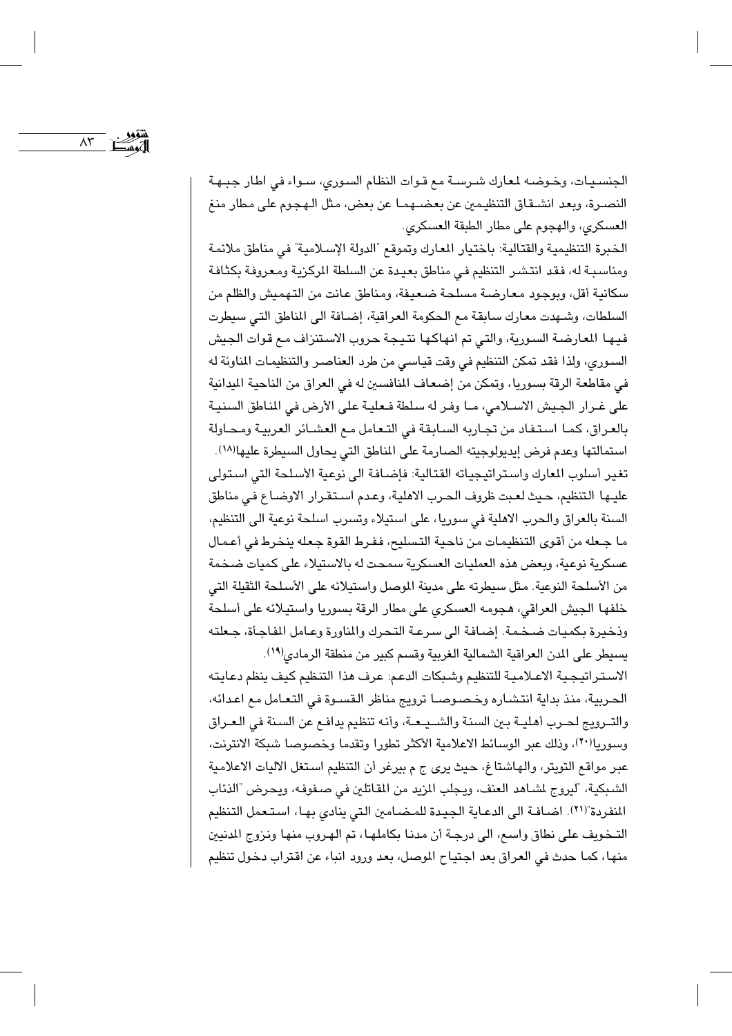الجنسيات، وخوضه لمعارك شرسة مع قوات النظام السوري، سواء في اطار جبهة النصرة، وبعد انشقاق التنظيمين عن بعضهما عن بعض، مثل الهجوم على مطار منغ العسكري، والهجوم على مطار الطبقة العسكري.

الخبرة التنظيمية والقتالية: باختيار المعارك وتموقع "الدولة الإسلامية" في مناطق ملائمة ومناسبة له، فقد انتشر التنظيم في مناطق بعيدة عن السلطة المركزية ومعروفة بكثافة سكانية أقل، وبوجود معارضة مسلحة ضعيفة، ومناطق عانت من التهميش والظلم من السلطات، وشهدت معارك سابقة مع الحكومة العراقية، إضافة الى المناطق التي سيطرت فيها المعارضة السورية، والتي تم انهاكها نتيجة حروب الاستنزاف مع قوات الجيش السوري، ولذا فقد تمكن التنظيم في وقت قياسي من طرد العناصر والتنظيمات المناوئة له في مقاطعة الرقة بسوريا، وتمكن من إضعاف المنافسين له في العراق من الناحية الميدانية على غرار الجيش الاسلامي، ما وفر له سلطة فعلية على الأرض في المناطق السنية بالعراق، كما استفاد من تجاربه السابقة في التعامل مع العشائر العربية ومحاولة استمالتها وعدم فرض إيديولوجيته الصارمة على المناطق التي يحاول السيطرة عليها[18].

تغير أسلوب المعارك واستراتيجياته القتالية: فإضافة الى نوعية الأسلحة التي استولى عليها التنظيم، حيث لعبت ظروف الحرب الاهلية، وعدم استقرار الاوضاع في مناطق السنة بالعراق والحرب الاهلية في سوريا، على استيلاء وتسرب اسلحة نوعية الى التنظيم، ما جعله من أقوى التنظيمات من ناحية التسليح، ففرط القوة جعله ينخرط في أعمال عسكرية نوعية، وبعض هذه العمليات العسكرية سمحت له بالاستيلاء على كميات ضخمة من الأسلحة النوعية. مثل سيطرته على مدينة الموصل واستيلائه على الأسلحة الثقيلة التي خلفها الجيش العراقي، هجومه العسكري على مطار الرقة بسوريا واستيلائه على أسلحة وذخيرة بكميات ضخمة. إضافة الى سرعة التحرك والمناورة وعامل المفاجأة، جعلته يسيطر على المدن العراقية الشمالية الغربية وقسم كبير من منطقة الرمادي[19].

الاستراتيجية الاعلامية للتنظيم وشبكات الدعم: عرف هذا التنظيم كيف ينظم دعايته الحربية، منذ بداية انتشاره وخصوصا ترويج مناظر القسوة في التعامل مع اعدائه، والترويج لحرب أهلية بين السنة والشيعة، وأنه تنظيم يدافع عن السنة في العراق وسوريا[20]، وذلك عبر الوسائط الاعلامية الأكثر تطورا وتقدما وخصوصا شبكة الانترنت، عبر مواقع التويتر، والهاشتاغ، حيث يرى ج م بيرغر أن التنظيم استغل الاليات الاعلامية الشبكية، "ليروج لمشاهد العنف، ويجلب المزيد من المقاتلين في صفوفه، ويحرض "الذئاب المنفردة"[21]. اضافة الى الدعاية الجيدة للمضامين التي ينادي بها، استعمل التنظيم التخويف على نطاق واسع، الى درجة أن مدنا بكاملها، تم الهروب منها ونزوح المدنين منها، كما حدث في العراق بعد اجتياح الموصل، بعد ورود انباء عن اقتراب دخول تنظيم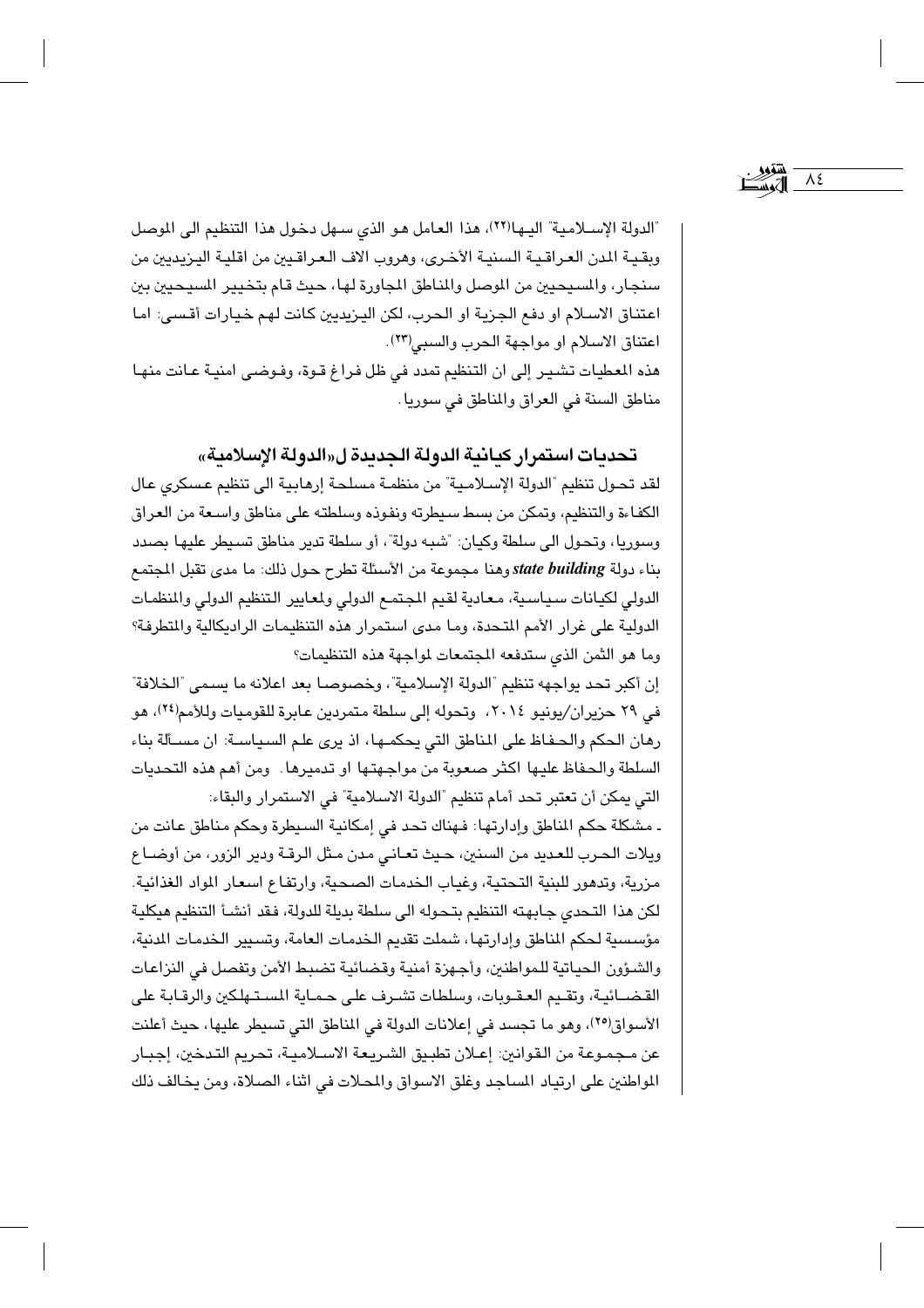"الدولة الإسـلامية" اليـها[٢٢]، هذا العامل هـو الذي سـهل دخـول هذا التنظيم الى الموصل وبقـيـة المدن العـراقـيـة السنيـة الأخـرى، وهروب الاف العـراقـيـين من اقليـة اليـزيديين من سنجـار، والمسـيحـيين من الموصل والمناطق المجاورة لهـا، حيث قـام بتخيير المسيحـيين بين اعتناق الاسـلام او دفع الجـزية او الحـرب، لكن اليـزيديين كانت لهـم خيـارات أقسـى: امـا اعتناق الاسلام او مواجهة الحرب والسبي[٢٣].

هذه المعطيات تشـيـر إلى ان التنظيم تمدد في ظل فـراغ قـوة، وفـوضـى امنيـة عـانت منهـا مناطق السنة في العراق والمناطق في سوريا.

## تحديات استمرار كيانية الدولة الجديدة لـ«الدولة الإسلامية»

لقد تحـول تنظيم "الدولة الإسـلاميـة" من منظمـة مسلحـة إرهابيـة الى تنظيم عـسكري عـال الكفـاءة والتنظيم، وتمكن من بسط سـيطرته ونفوذه وسلطته على مناطق واسـعة من العـراق وسوريا، وتحـول الى سلطة وكيـان: "شبـه دولة"، أو سلطة تدير مناطق تسيطر عليـها بصدد بناء دولة ***state building*** وهنا مجموعة من الأسئلة تطرح حول ذلك: ما مدى تقبل المجتمع الدولي لكيـانات سـيـاسـيـة، مـعـادية لقيم المجتمـع الدولي ولمعايير التنظيم الدولي والمنظمـات الدولية على غرار الأمم المتحدة، ومـا مدى استمرار هذه التنظيمـات الراديكالية والمتطرفة؟ وما هو الثمن الذي ستدفعه المجتمعات لمواجهة هذه التنظيمات؟

إن أكبر تحـد يواجهه تنظيم "الدولة الإسـلاميـة"، وخصوصـا بعد اعلانه ما يسـمى "الخلافـة" في ٢٩ حزيران/يونيو ٢٠١٤، وتحوله إلى سلطة متمردين عابرة للقوميات وللأمم[٢٤]، هـو رهان الحكم والحـفـاظ على المناطق التي يحكمـها، اذ يرى علـم السيـاسـة: ان مسـألة بناء السلطة والحفاظ عليـها اكثـر صعـوبة من مواجهتها او تدميرها. ومن أهم هذه التحـديات التي يمكن أن تعتبر تحد أمام تنظيم "الدولة الاسلامية" في الاستمرار والبقاء:

- مشكلة حكم المناطق وإدارتهـا: فـهناك تحـد في إمكانيـة السيطرة وحكم مـناطق عـانت من ويلات الحـرب للعـديد من السنين، حـيث تعـانـي مدن مـثل الرقـة ودير الزور، من أوضـاع مـزرية، وتدهور للبنيـة التحـتيـة، وغيـاب الخدمـات الصحـيـة، وارتفـاع اسعـار المواد الغذائيـة. لكن هذا التحدي جـابهته التنظيم بتحـوله الى سلطة بديلة للدولة، فقد أنشـأ التنظيم هيكلية مؤسـسية لحكم المناطق وإدارتهـا، شملت تقديم الخدمـات العامة، وتسـيير الخدمـات المدنية، والشـؤون الحيـاتية للمواطنين، وأجـهزة أمنيـة وقضـائيـة تضبط الأمن وتفصل في النزاعـات القـضـائيـة، وتقـيم العـقـوبات، وسلطـات تشـرف على حـمـاية المسـتـهلكين والرقـابة على الأسواق[٢٥]، وهو ما تجسد في إعلانات الدولة في المناطق التي تسيطر عليها، حيث أعلنت عن مـجـمـوعـة من القـوانين: إعـلان تطبـيق الشـريعـة الاسـلامـيـة، تحـريم التـدخين، إجبـار المواطنين على ارتياد المساجد وغلق الاسواق والمحلات في اثناء الصلاة، ومن يخالف ذلك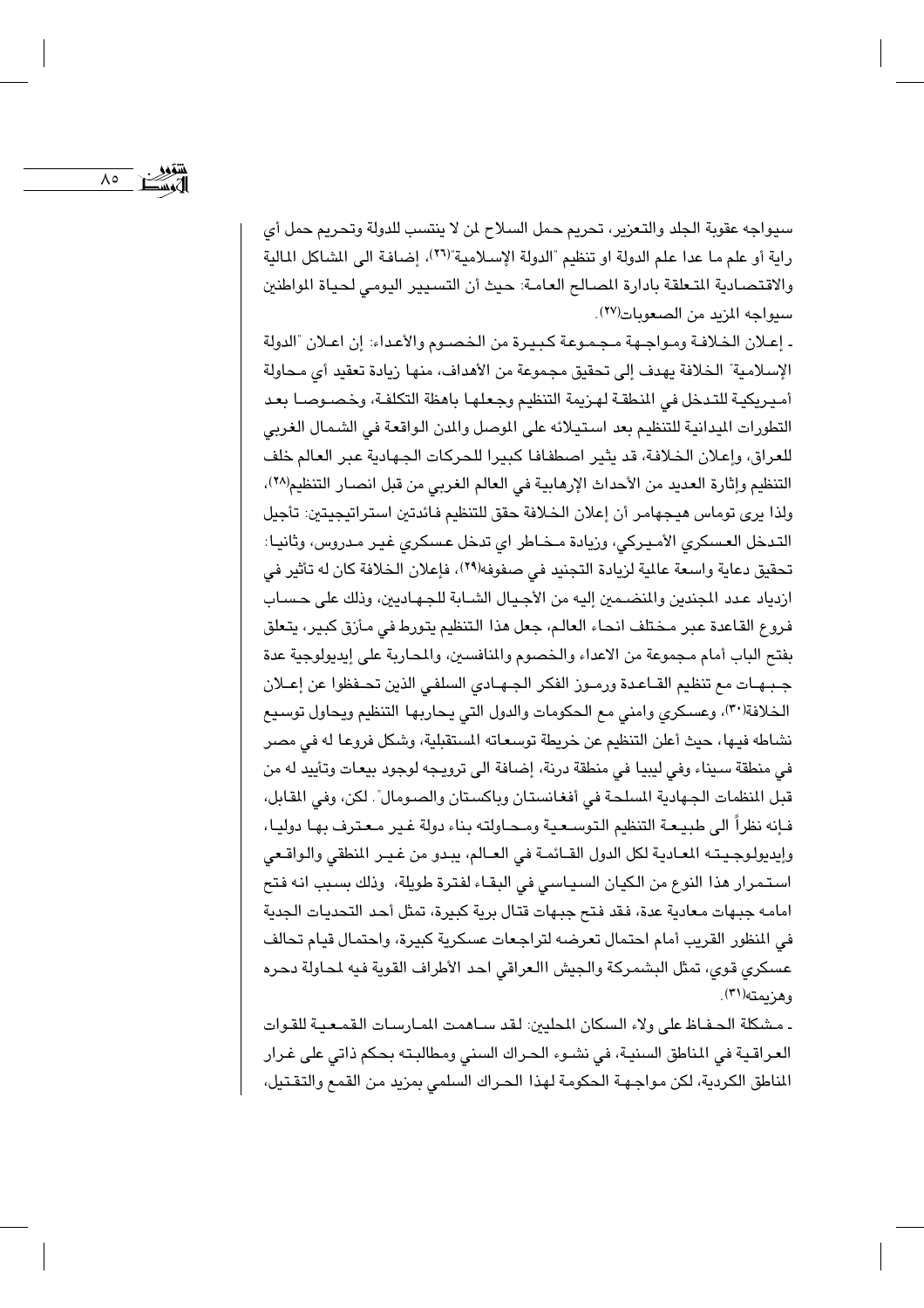سيواجه عقوبة الجلد والتعزير، تحريم حمل السلاح لمن لا ينتسب للدولة وتحريم حمل أي راية أو علم ما عدا علم الدولة او تنظيم "الدولة الإسلامية"(٢٦)، إضافة الى المشاكل المالية والاقتصادية المتعلقة بادارة المصالح العامة: حيث أن التسيير اليومي لحياة المواطنين سيواجه المزيد من الصعوبات(٢٧).

- إعلان الخلافة ومواجهة مجموعة كبيرة من الخصوم والأعداء: إن اعلان "الدولة الإسلامية" الخلافة يهدف إلى تحقيق مجموعة من الأهداف، منها زيادة تعقيد أي محاولة أميركية للتدخل في المنطقة لهزيمة التنظيم وجعلها باهظة التكلفة، وخصوصا بعد التطورات الميدانية للتنظيم بعد استيلائه على الموصل والمدن الواقعة في الشمال الغربي للعراق، وإعلان الخلافة، قد يثير اصطفافا كبيرا للحركات الجهادية عبر العالم خلف التنظيم وإثارة العديد من الأحداث الإرهابية في العالم الغربي من قبل انصار التنظيم(٢٨)، ولذا يرى توماس هيجهامر أن إعلان الخلافة حقق للتنظيم فائدتين استراتيجيتين: تأجيل التدخل العسكري الأميركي، وزيادة مخاطر اي تدخل عسكري غير مدروس، وثانيا: تحقيق دعاية واسعة عالية لزيادة التجنيد في صفوفه(٢٩)، فإعلان الخلافة كان له تأثير في ازدياد عدد المجندين والمنضمين إليه من الأجيال الشابة للجهاديين، وذلك على حساب فروع القاعدة عبر مختلف انحاء العالم، جعل هذا التنظيم يتورط في مأزق كبير، يتعلق بفتح الباب أمام مجموعة من الاعداء والخصوم والمنافسين، والمحاربة على إيديولوجية عدة جبهات مع تنظيم القاعدة ورموز الفكر الجهادي السلفي الذين تحفظوا عن إعلان الخلافة(٣٠)، وعسكري وامني مع الحكومات والدول التي يحاربها التنظيم ويحاول توسيع نشاطه فيها، حيث أعلن التنظيم عن خريطة توسعاته المستقبلية، وشكل فروعا له في مصر في منطقة سيناء وفي ليبيا في منطقة درنة، إضافة الى ترويجه لوجود بيعات وتأييد له من قبل المنظمات الجهادية المسلحة في أفغانستان وباكستان والصومال". لكن، وفي المقابل، فإنه نظراً الى طبيعة التنظيم التوسعية ومحاولته بناء دولة غير معترف بها دوليا، وإيديولوجيته المعادية لكل الدول القائمة في العالم، يبدو من غير المنطقي والواقعي استمرار هذا النوع من الكيان السياسي في البقاء لفترة طويلة، وذلك بسبب انه فتح امامه جبهات معادية عدة، فقد فتح جبهات قتال برية كبيرة، تمثل أحد التحديات الجدية في المنظور القريب أمام احتمال تعرضه لتراجعات عسكرية كبيرة، واحتمال قيام تحالف عسكري قوي، تمثل البشمركة والجيش االعراقي احد الأطراف القوية فيه لمحاولة دحره وهزيمته(٣١).

- مشكلة الحفاظ على ولاء السكان المحليين: لقد ساهمت الممارسات القمعية للقوات العراقية في المناطق السنية، في نشوء الحراك السني ومطالبته بحكم ذاتي على غرار المناطق الكردية، لكن مواجهة الحكومة لهذا الحراك السلمي بمزيد من القمع والتقتيل،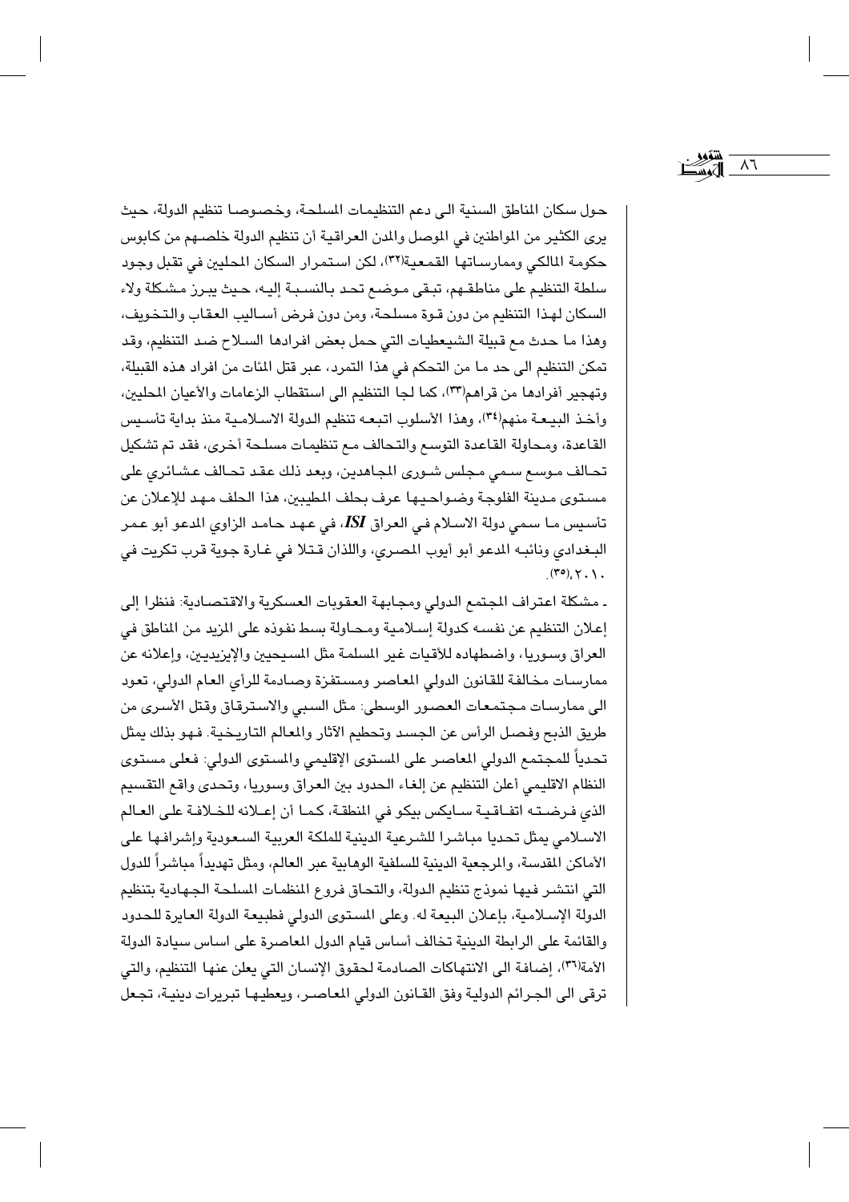حول سكان المناطق السنية الى دعم التنظيمات المسلحة، وخصوصا تنظيم الدولة، حيث يرى الكثير من المواطنين في الموصل والمدن العراقية أن تنظيم الدولة خلصهم من كابوس حكومة المالكي وممارساتها القمعية[٣٢]، لكن استمرار السكان المحليين في تقبل وجود سلطة التنظيم على مناطقهم، تبقى موضع تحد بالنسبة إليه، حيث يبرز مشكلة ولاء السكان لهذا التنظيم من دون قوة مسلحة، ومن دون فرض أساليب العقاب والتخويف، وهذا ما حدث مع قبيلة الشيعطيات التي حمل بعض افرادها السلاح ضد التنظيم، وقد تمكن التنظيم الى حد ما من التحكم في هذا التمرد، عبر قتل المئات من افراد هذه القبيلة، وتهجير أفرادها من قراهم[٣٣]، كما لجا التنظيم الى استقطاب الزعامات والأعيان المحليين، وأخذ البيعة منهم[٣٤]، وهذا الأسلوب اتبعه تنظيم الدولة الاسلامية منذ بداية تأسيس القاعدة، ومحاولة القاعدة التوسع والتحالف مع تنظيمات مسلحة أخرى، فقد تم تشكيل تحالف موسع سمي مجلس شورى المجاهدين، وبعد ذلك عقد تحالف عشائري على مستوى مدينة الفلوجة وضواحيها عرف بحلف المطيبين، هذا الحلف مهد للإعلان عن تأسيس ما سمي دولة الاسلام في العراق ***ISI***، في عهد حامد الزاوي المدعو أبو عمر البغدادي ونائبه المدعو أبو أيوب المصري، واللذان قتلا في غارة جوية قرب تكريت في ٢٠١٠[٣٥].

ـ مشكلة اعتراف المجتمع الدولي ومجابهة العقوبات العسكرية والاقتصادية: فنظرا إلى إعلان التنظيم عن نفسه كدولة إسلامية ومحاولة بسط نفوذه على المزيد من المناطق في العراق وسوريا، واضطهاده للأقليات غير المسلمة مثل المسيحيين والإيزيديين، وإعلانه عن ممارسات مخالفة للقانون الدولي المعاصر ومستفزة وصادمة للرأي العام الدولي، تعود الى ممارسات مجتمعات العصور الوسطى: مثل السبي والاسترقاق وقتل الأسرى من طريق الذبح وفصل الرأس عن الجسد وتحطيم الآثار والمعالم التاريخية. فهو بذلك يمثل تحدياً للمجتمع الدولي المعاصر على المستوى الإقليمي والمستوى الدولي: فعلى مستوى النظام الاقليمي أعلن التنظيم عن إلغاء الحدود بين العراق وسوريا، وتحدى واقع التقسيم الذي فرضته اتفاقية سايكس بيكو في المنطقة، كما أن إعلانه للخلافة على العالم الاسلامي يمثل تحديا مباشرا للشرعية الدينية للملكة العربية السعودية وإشرافها على الأماكن المقدسة، والمرجعية الدينية للسلفية الوهابية عبر العالم، ومثل تهديداً مباشراً للدول التي انتشر فيها نموذج تنظيم الدولة، والتحاق فروع المنظمات المسلحة الجهادية بتنظيم الدولة الإسلامية، بإعلان البيعة له. وعلى المستوى الدولي فطبيعة الدولة العابرة للحدود والقائمة على الرابطة الدينية تخالف أساس قيام الدول المعاصرة على اساس سيادة الدولة الأمة[٣٦]، إضافة الى الانتهاكات الصادمة لحقوق الإنسان التي يعلن عنها التنظيم، والتي ترقى الى الجرائم الدولية وفق القانون الدولي المعاصر، ويعطيها تبريرات دينية، تجعل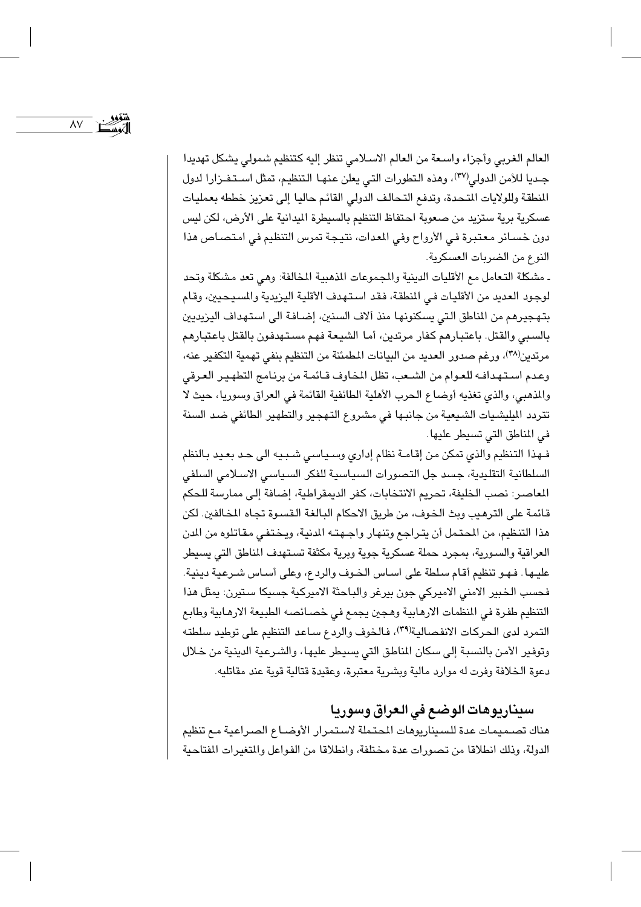العالم الغربي وأجزاء واسعة من العالم الاسلامي تنظر إليه كتنظيم شمولي يشكل تهديدا جديا للأمن الدولي[٣٧]، وهذه التطورات التي يعلن عنها التنظيم، تمثل استفزازا لدول المنطقة وللولايات المتحدة، وتدفع التحالف الدولي القائم حاليا إلى تعزيز خططه بعمليات عسكرية برية ستزيد من صعوبة احتفاظ التنظيم بالسيطرة الميدانية على الأرض، لكن ليس دون خسائر معتبرة في الأرواح وفي المعدات، نتيجة تمرس التنظيم في امتصاص هذا النوع من الضربات العسكرية.

ـ مشكلة التعامل مع الأقليات الدينية والمجموعات المذهبية المخالفة: وهي تعد مشكلة وتحد لوجود العديد من الأقليات في المنطقة، فقد استهدف الأقلية اليزيدية والمسيحيين، وقام بتهجيرهم من المناطق التي يسكنونها منذ آلاف السنين، إضافة الى استهداف اليزيديين بالسبي والقتل. باعتبارهم كفار مرتدين، أما الشيعة فهم مستهدفون بالقتل باعتبارهم مرتدين[٣٨]، ورغم صدور العديد من البيانات المطمئنة من التنظيم بنفي تهمية التكفير عنه، وعدم استهدافه للعوام من الشعب، تظل المخاوف قائمة من برنامج التطهير العرقي والمذهبي، والذي تغذيه أوضاع الحرب الأهلية الطائفية القائمة في العراق وسوريا، حيث لا تتردد الميليشيات الشيعية من جانبها في مشروع التهجير والتطهير الطائفي ضد السنة في المناطق التي تسيطر عليها.

فهذا التنظيم والذي تمكن من إقامة نظام إداري وسياسي شبيه الى حد بعيد بالنظم السلطانية التقليدية، جسد جل التصورات السياسية للفكر السياسي الاسلامي السلفي المعاصر: نصب الخليفة، تحريم الانتخابات، كفر الديمقراطية، إضافة إلى ممارسة للحكم قائمة على الترهيب وبث الخوف، من طريق الاحكام البالغة القسوة تجاه المخالفين. لكن هذا التنظيم، من المحتمل أن يتراجع وتنهار واجهته المدنية، ويختفي مقاتلوه من المدن العراقية والسورية، بمجرد حملة عسكرية جوية وبرية مكثفة تستهدف المناطق التي يسيطر عليها. فهو تنظيم أقام سلطة على اساس الخوف والردع، وعلى أساس شرعية دينية. فحسب الخبير الامني الاميركي جون بيرغر والباحثة الاميركية جسيكا ستيرن: يمثل هذا التنظيم طفرة في المنظمات الارهابية وهجين يجمع في خصائصه الطبيعة الارهابية وطابع التمرد لدى الحركات الانفصالية[٣٩]، فالخوف والردع ساعد التنظيم على توطيد سلطته وتوفير الأمن بالنسبة إلى سكان المناطق التي يسيطر عليها، والشرعية الدينية من خلال دعوة الخلافة وفرت له موارد مالية وبشرية معتبرة، وعقيدة قتالية قوية عند مقاتليه.

## سيناريوهات الوضع في العراق وسوريا

هناك تصميمات عدة للسيناريوهات المحتملة لاستمرار الأوضاع الصراعية مع تنظيم الدولة، وذلك انطلاقا من تصورات عدة مختلفة، وانطلاقا من الفواعل والمتغيرات المفتاحية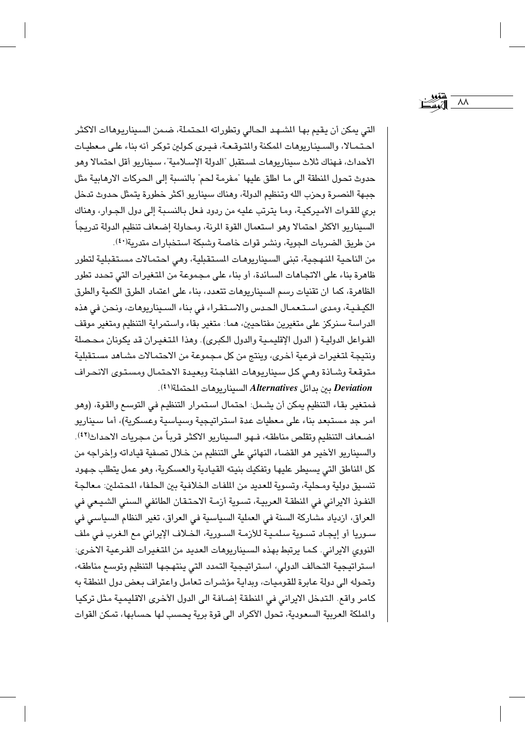التي يمكن أن يقيم بها المشهد الحالي وتطوراته المحتملة، ضمن السيناريوهات الاكثر احتمالا، والسيناريوهات الممكنة والمتوقعة، فيرى كولين توكر أنه بناء على معطيات الأحداث، فهناك ثلاث سيناريوهات لمستقبل "الدولة الإسلامية"، سيناريو أقل احتمالا وهو حدوث تحول المنطقة الى ما اطلق عليها "مفرمة لحم" بالنسبة إلى الحركات الارهابية مثل جبهة النصرة وحزب الله وتنظيم الدولة، وهناك سيناريو أكثر خطورة يتمثل حدوث تدخل بري للقوات الأميركية، وما يترتب عليه من ردود فعل بالنسبة إلى دول الجوار، وهناك السيناريو الاكثر احتمالا وهو استعمال القوة المرنة، ومحاولة إضعاف تنظيم الدولة تدريجاً من طريق الضربات الجوية، ونشر قوات خاصة وشبكة استخبارات متدرية[٤٠].

من الناحية المنهجية، تبنى السيناريوهات المستقبلية، وهي احتمالات مستقبلية لتطور ظاهرة بناء على الاتجاهات السائدة، أو بناء على مجموعة من المتغيرات التي تحدد تطور الظاهرة، كما ان تقنيات رسم السيناريوهات تتعدد، بناء على اعتماد الطرق الكمية والطرق الكيفية، ومدى استعمال الحدس والاستقراء في بناء السيناريوهات، ونحن في هذه الدراسة سنركز على متغيرين مفتاحيين، هما: متغير بقاء واستمرارية التنظيم ومتغير موقف الفواعل الدولية ( الدول الإقليمية والدول الكبرى). وهذا المتغيران قد يكونان محصلة ونتيجة لمتغيرات فرعية أخرى، وينتج من كل مجموعة من الاحتمالات مشاهد مستقبلية متوقعة وشاذة وهي كل سيناريوهات المفاجئة وبعيدة الاحتمال ومستوى الانحراف *Deviation* بين بدائل *Alternatives* السيناريوهات المحتملة[٤١].

فمتغير بقاء التنظيم يمكن أن يشمل: احتمال استمرار التنظيم في التوسع والقوة، (وهو امر جد مستبعد بناء على معطيات عدة استراتيجية وسياسية وعسكرية)، أما سيناريو اضعاف التنظيم وتقلص مناطقه، فهو السيناريو الاكثر قرباً من مجريات الاحداث[٤٢]. والسيناريو الأخير هو القضاء النهائي على التنظيم من خلال تصفية قياداته وإخراجه من كل المناطق التي يسيطر عليها وتفكيك بنيته القيادية والعسكرية، وهو عمل يتطلب جهود تنسيق دولية ومحلية، وتسوية للعديد من الملفات الخلافية بين الحلفاء المحتملين: معالجة النفوذ الايراني في المنطقة العربية، تسوية أزمة الاحتقان الطائفي السني الشيعي في العراق، ازدياد مشاركة السنة في العملية السياسية في العراق، تغير النظام السياسي في سوريا أو إيجاد تسوية سلمية للأزمة السورية، الخلاف الإيراني مع الغرب في ملف النووي الايراني. كما يرتبط بهذه السيناريوهات العديد من المتغيرات الفرعية الاخرى: استراتيجية التحالف الدولي، استراتيجية التمدد التي ينتهجها التنظيم وتوسع مناطقه، وتحوله الى دولة عابرة للقوميات، وبداية مؤشرات تعامل واعتراف بعض دول المنطقة به كامر واقع. التدخل الايراني في المنطقة إضافة الى الدول الأخرى الاقليمية مثل تركيا والمملكة العربية السعودية، تحول الأكراد الى قوة برية يحسب لها حسابها، تمكن القوات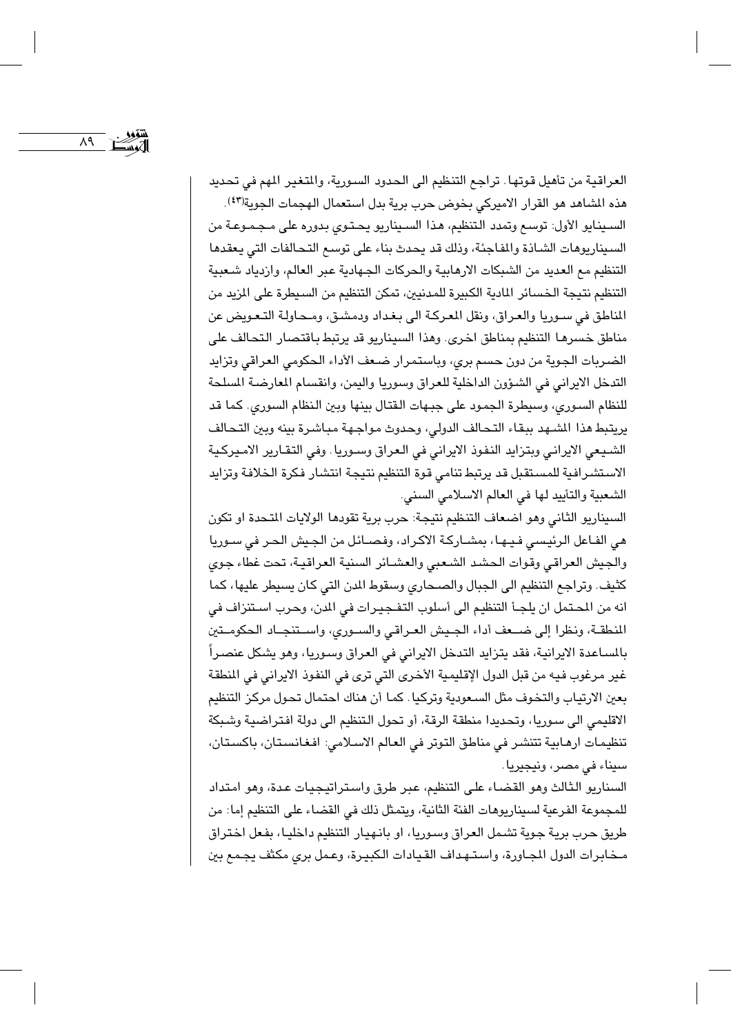العراقية من تأهيل قوتها. تراجع التنظيم الى الحدود السورية، والمتغير المهم في تحديد هذه المشاهد هو القرار الاميركي بخوض حرب برية بدل استعمال الهجمات الجوية[٤٣].

السيناريو الأول: توسع وتمدد التنظيم، هذا السيناريو يحتوي بدوره على مجموعة من السيناريوهات الشاذة والمفاجئة، وذلك قد يحدث بناء على توسع التحالفات التي يعقدها التنظيم مع العديد من الشبكات الارهابية والحركات الجهادية عبر العالم، وازدياد شعبية التنظيم نتيجة الخسائر المادية الكبيرة للمدنيين، تمكن التنظيم من السيطرة على المزيد من المناطق في سوريا والعراق، ونقل المعركة الى بغداد ودمشق، ومحاولة التعويض عن مناطق خسرها التنظيم بمناطق اخرى. وهذا السيناريو قد يرتبط باقتصار التحالف على الضربات الجوية من دون حسم بري، وباستمرار ضعف الأداء الحكومي العراقي وتزايد التدخل الايراني في الشؤون الداخلية للعراق وسوريا واليمن، وانقسام المعارضة المسلحة للنظام السوري، وسيطرة الجمود على جبهات القتال بينها وبين النظام السوري. كما قد يرتبط هذا المشهد ببقاء التحالف الدولي، وحدوث مواجهة مباشرة بينه وبين التحالف الشيعي الايراني وبتزايد النفوذ الايراني في العراق وسوريا. وفي التقارير الاميركية الاستشرافية للمستقبل قد يرتبط تنامي قوة التنظيم نتيجة انتشار فكرة الخلافة وتزايد الشعبية والتأييد لها في العالم الاسلامي السني.

السيناريو الثاني وهو اضعاف التنظيم نتيجة: حرب برية تقودها الولايات المتحدة او تكون هي الفاعل الرئيسي فيها، بمشاركة الاكراد، وفصائل من الجيش الحر في سوريا والجيش العراقي وقوات الحشد الشعبي والعشائر السنية العراقية، تحت غطاء جوي كثيف. وتراجع التنظيم الى الجبال والصحاري وسقوط المدن التي كان يسيطر عليها، كما انه من المحتمل ان يلجأ التنظيم الى أسلوب التفجيرات في المدن، وحرب استنزاف في المنطقة، ونظرا إلى ضعف أداء الجيش العراقي والسوري، واستنجاد الحكومتين بالمساعدة الايرانية، فقد يتزايد التدخل الايراني في العراق وسوريا، وهو يشكل عنصراً غير مرغوب فيه من قبل الدول الإقليمية الأخرى التي ترى في النفوذ الايراني في المنطقة بعين الارتياب والتخوف مثل السعودية وتركيا. كما أن هناك احتمال تحول مركز التنظيم الاقليمي الى سوريا، وتحديدا منطقة الرقة، أو تحول التنظيم الى دولة افتراضية وشبكة تنظيمات ارهابية تنتشر في مناطق التوتر في العالم الاسلامي: افغانستان، باكستان، سيناء في مصر، ونيجيريا.

السناريو الثالث وهو القضاء على التنظيم، عبر طرق واستراتيجيات عدة، وهو امتداد للمجموعة الفرعية لسيناريوهات الفئة الثانية، ويتمثل ذلك في القضاء على التنظيم إما: من طريق حرب برية جوية تشمل العراق وسوريا، او بانهيار التنظيم داخليا، بفعل اختراق مخابرات الدول المجاورة، واستهداف القيادات الكبيرة، وعمل بري مكثف يجمع بين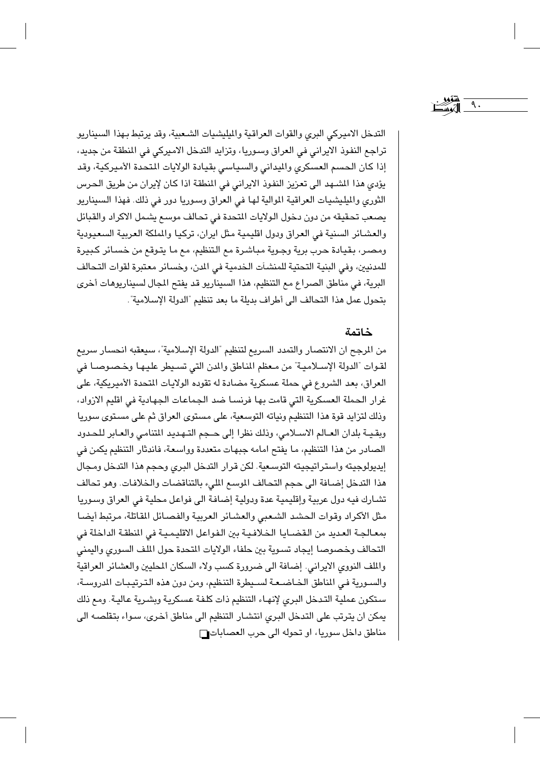التدخل الاميركي البري والقوات العراقية والميليشيات الشعبية، وقد يرتبط بهذا السيناريو تراجع النفوذ الايراني في العراق وسوريا، وتزايد التدخل الاميركي في المنطقة من جديد، إذا كان الحسم العسكري والميداني والسياسي بقيادة الولايات المتحدة الأميركية، وقد يؤدي هذا المشهد الى تعزيز النفوذ الايراني في المنطقة اذا كان لإيران من طريق الحرس الثوري والميليشيات العراقية الموالية لها في العراق وسوريا دور في ذلك. فهذا السيناريو يصعب تحقيقه من دون دخول الولايات المتحدة في تحالف موسع يشمل الاكراد والقبائل والعشائر السنية في العراق ودول اقليمية مثل ايران، تركيا والمملكة العربية السعيودية ومصر، بقيادة حرب برية وجوية مباشرة مع التنظيم، مع ما يتوقع من خسائر كبيرة للمدنيين، وفي البنية التحتية للمنشآت الخدمية في المدن، وخسائر معتبرة لقوات التحالف البرية، في مناطق الصراع مع التنظيم، هذا السيناريو قد يفتح المجال لسيناريوهات أخرى بتحول عمل هذا التحالف الى أطراف بديلة ما بعد تنظيم "الدولة الإسلامية".

## خاتمة

من المرجح ان الانتصار والتمدد السريع لتنظيم "الدولة الإسلامية"، سيعقبه انحسار سريع لقوات "الدولة الإسلامية" من معظم المناطق والمدن التي تسيطر عليها وخصوصا في العراق، بعد الشروع في حملة عسكرية مضادة له تقوده الولايات المتحدة الأميركية، على غرار الحملة العسكرية التي قامت بها فرنسا ضد الجماعات الجهادية في اقليم الازواد، وذلك لتزايد قوة هذا التنظيم ونياته التوسعية، على مستوى العراق ثم على مستوى سوريا وبقية بلدان العالم الاسلامي، وذلك نظرا إلى حجم التهديد المتنامي والعابر للحدود الصادر من هذا التنظيم، ما يفتح امامه جبهات متعددة وواسعة، فاندثار التنظيم يكمن في إيديولوجيته واستراتيجيته التوسعية. لكن قرار التدخل البري وحجم هذا التدخل ومجال هذا التدخل إضافة الى حجم التحالف الموسع المليء بالتناقضات والخلافات. وهو تحالف تشارك فيه دول عربية وإقليمية عدة ودولية إضافة الى فواعل محلية في العراق وسوريا مثل الأكراد وقوات الحشد الشعبي والعشائر العربية والفصائل المقاتلة، مرتبط أيضا بمعالجة العديد من القضايا الخلافية بين الفواعل الاقليمية في المنطقة الداخلة في التحالف وخصوصا إيجاد تسوية بين حلفاء الولايات المتحدة حول الملف السوري واليمني والملف النووي الايراني. إضافة الى ضرورة كسب ولاء السكان المحليين والعشائر العراقية والسورية في المناطق الخاضعة لسيطرة التنظيم، ومن دون هذه الترتيبات المدروسة، ستكون عملية التدخل البري لإنهاء التنظيم ذات كلفة عسكرية وبشرية عالية. ومع ذلك يمكن ان يترتب على التدخل البري انتشار التنظيم الى مناطق أخرى، سواء بتقلصه الى مناطق داخل سوريا، او تحوله الى حرب العصابات.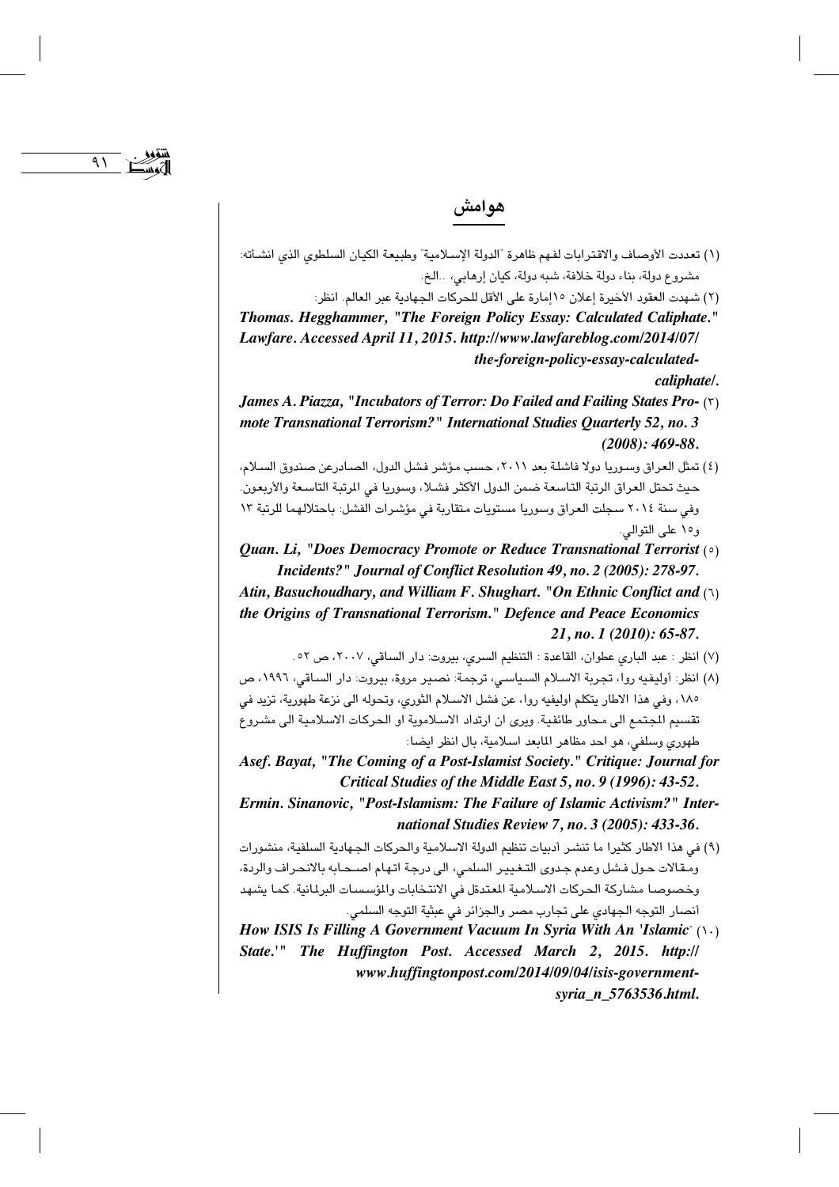## هوامش

(١) تعددت الأوصاف والاقترابات لفهم ظاهرة "الدولة الإسلامية" وطبيعة الكيان السلطوي الذي انشأته: مشروع دولة، بناء دولة خلافة، شبه دولة، كيان إرهابي، ..الخ.

(٢) شهدت العقود الأخيرة إعلان ١٥إمارة على الأقل للحركات الجهادية عبر العالم. انظر:

***Thomas. Hegghammer, "The Foreign Policy Essay: Calculated Caliphate." Lawfare. Accessed April 11, 2015. http://www.lawfareblog.com/2014/07/the-foreign-policy-essay-calculated-caliphate/.***

(٣) ***James A. Piazza, "Incubators of Terror: Do Failed and Failing States Promote Transnational Terrorism?" International Studies Quarterly 52, no. 3 (2008): 469-88.***

(٤) تمثل العراق وسوريا دولا فاشلة بعد ٢٠١١، حسب مؤشر فشل الدول، الصادرعن صندوق السلام، حيث تحتل العراق الرتبة التاسعة ضمن الدول الأكثر فشلا، وسوريا في المرتبة التاسعة والأربعون. وفي سنة ٢٠١٤ سجلت العراق وسوريا مستويات متقاربة في مؤشرات الفشل: باحتلالهما للرتبة ١٣ و١٥ على التوالي.

(٥) ***Quan. Li, "Does Democracy Promote or Reduce Transnational Terrorist Incidents?" Journal of Conflict Resolution 49, no. 2 (2005): 278-97.***

(٦) ***Atin, Basuchoudhary, and William F. Shughart. "On Ethnic Conflict and the Origins of Transnational Terrorism." Defence and Peace Economics 21, no. 1 (2010): 65-87.***

(٧) انظر : عبد الباري عطوان، القاعدة : التنظيم السري، بيروت: دار الساقي، ٢٠٠٧، ص ٥٢.

(٨) انظر: أوليفيه روا، تجربة الاسلام السياسي، ترجمة: نصير مروة، بيروت: دار الساقي، ١٩٩٦، ص ١٨٥، وفي هذا الاطار يتكلم اوليفيه روا، عن فشل الاسلام الثوري، وتحوله الى نزعة طهورية، تزيد في تقسيم المجتمع الى محاور طائفية. ويرى ان ارتداد الاسلاموية او الحركات الاسلامية الى مشروع طهوري وسلفي، هو احد مظاهر المابعد اسلامية، بال انظر ايضا:

***Asef. Bayat, "The Coming of a Post-Islamist Society." Critique: Journal for Critical Studies of the Middle East 5, no. 9 (1996): 43-52.***

***Ermin. Sinanovic, "Post-Islamism: The Failure of Islamic Activism?" International Studies Review 7, no. 3 (2005): 433-36.***

(٩) في هذا الاطار كثيرا ما تنشر أدبيات تنظيم الدولة الاسلامية والحركات الجهادية السلفية، منشورات ومقالات حول فشل وعدم جدوى التغيير السلمي، الى درجة اتهام اصحابه بالانحراف والردة، وخصوصا مشاركة الحركات الاسلامية المعتدلة في الانتخابات والمؤسسات البرلمانية. كما يشهد أنصار التوجه الجهادي على تجارب مصر والجزائر في عبثية التوجه السلمي.

(١٠) ***How ISIS Is Filling A Government Vacuum In Syria With An 'Islamic State.'" The Huffington Post. Accessed March 2, 2015. http://www.huffingtonpost.com/2014/09/04/isis-government-syria_n_5763536.html.***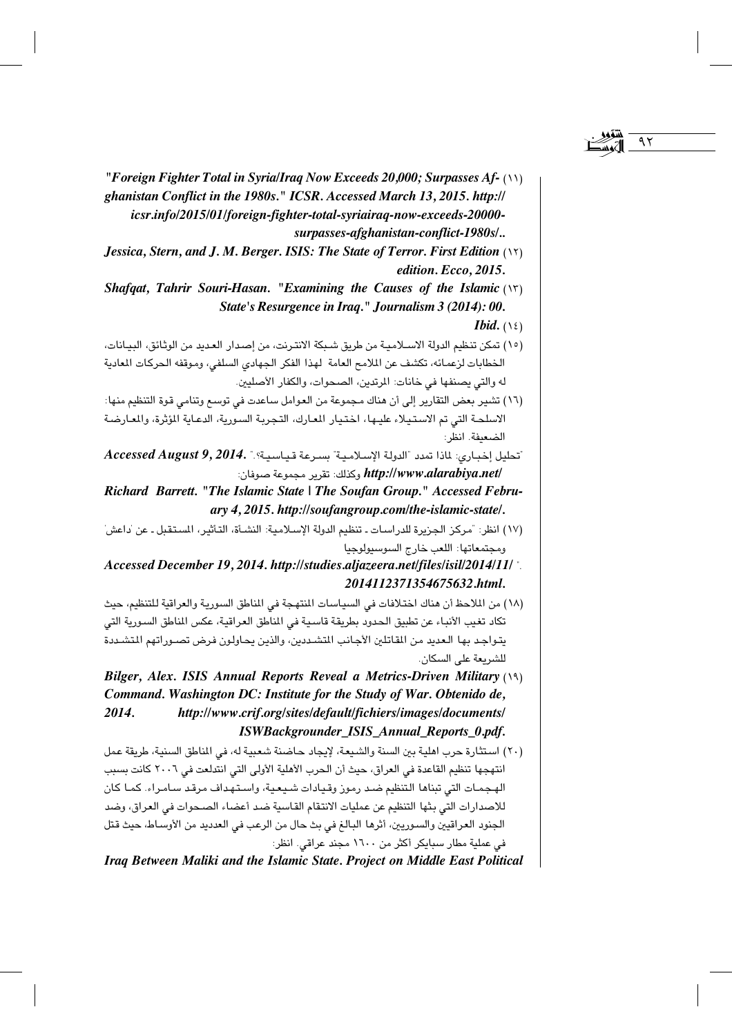(١١) *"Foreign Fighter Total in Syria/Iraq Now Exceeds 20,000; Surpasses Afghanistan Conflict in the 1980s." ICSR. Accessed March 13, 2015. http://icsr.info/2015/01/foreign-fighter-total-syriairaq-now-exceeds-20000-surpasses-afghanistan-conflict-1980s/..*

(١٢) *Jessica, Stern, and J. M. Berger. ISIS: The State of Terror. First Edition edition. Ecco, 2015.*

(١٣) *Shafqat, Tahrir Souri-Hasan. "Examining the Causes of the Islamic State's Resurgence in Iraq." Journalism 3 (2014): 00.*

(١٤) *Ibid.*

(١٥) تمكن تنظيم الدولة الاسلامية من طريق شبكة الانترنت، من إصدار العديد من الوثائق، البيانات، الخطابات لزعمائه، تكشف عن الملامح العامة لهذا الفكر الجهادي السلفي، وموقفه الحركات المعادية له والتي يصنفها في خانات: المرتدين، الصحوات، والكفار الأصليين.

(١٦) تشير بعض التقارير إلى أن هناك مجموعة من العوامل ساعدت في توسع وتنامي قوة التنظيم منها: الاسلحة التي تم الاستيلاء عليها، اختيار المعارك، التجربة السورية، الدعاية المؤثرة، والمعارضة الضعيفة. انظر:

"تحليل إخباري: لماذا تمدد "الدولة الإسلامية" بسرعة قياسية؟". *Accessed August 9, 2014. http://www.alarabiya.net/* وكذلك: تقرير مجموعة صوفان:

*Richard Barrett. "The Islamic State | The Soufan Group." Accessed February 4, 2015. http://soufangroup.com/the-islamic-state/.*

(١٧) انظر: "مركز الجزيرة للدراسات ـ تنظيم الدولة الإسلامية: النشأة، التأثير، المستقبل ـ عن 'داعش' ومجتمعاتها: اللعب خارج السوسيولوجيا". *Accessed December 19, 2014. http://studies.aljazeera.net/files/isil/2014/11/2014112371354675632.html.*

(١٨) من الملاحظ أن هناك اختلافات في السياسات المنتهجة في المناطق السورية والعراقية للتنظيم، حيث تكاد تغيب الأنباء عن تطبيق الحدود بطريقة قاسية في المناطق العراقية، عكس المناطق السورية التي يتواجد بها العديد من المقاتلين الأجانب المتشددين، والذين يحاولون فرض تصوراتهم المتشددة للشريعة على السكان.

(١٩) *Bilger, Alex. ISIS Annual Reports Reveal a Metrics-Driven Military Command. Washington DC: Institute for the Study of War. Obtenido de, 2014. http://www.crif.org/sites/default/fichiers/images/documents/ISWBackgrounder_ISIS_Annual_Reports_0.pdf.*

(٢٠) استثارة حرب اهلية بين السنة والشيعة، لإيجاد حاضنة شعبية له، في المناطق السنية، طريقة عمل انتهجها تنظيم القاعدة في العراق، حيث أن الحرب الأهلية الأولى التي اندلعت في ٢٠٠٦ كانت بسبب الهجمات التي تبناها التنظيم ضد رموز وقيادات شيعية، واستهداف مرقد سامراء. كما كان للاصدارات التي بثها التنظيم عن عمليات الانتقام القاسية ضد أعضاء الصحوات في العراق، وضد الجنود العراقيين والسوريين، أثرها البالغ في بث حال من الرعب في العديد من الأوساط، حيث قتل في عملية مطار سبايكر أكثر من ١٦٠٠ مجند عراقي. انظر:

*Iraq Between Maliki and the Islamic State. Project on Middle East Political*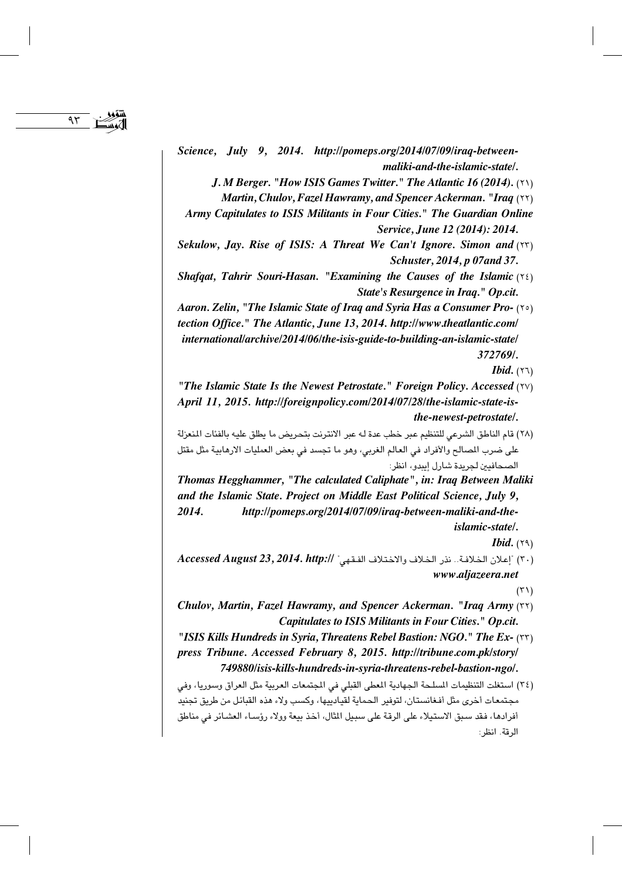*Science, July 9, 2014. http://pomeps.org/2014/07/09/iraq-between-maliki-and-the-islamic-state/.*

(٢١) *J. M Berger. "How ISIS Games Twitter." The Atlantic 16 (2014).*

(٢٢) *Martin, Chulov, Fazel Hawramy, and Spencer Ackerman. "Iraq Army Capitulates to ISIS Militants in Four Cities." The Guardian Online Service, June 12 (2014): 2014.*

(٢٣) *Sekulow, Jay. Rise of ISIS: A Threat We Can't Ignore. Simon and Schuster, 2014, p 07and 37.*

(٢٤) *Shafqat, Tahrir Souri-Hasan. "Examining the Causes of the Islamic State's Resurgence in Iraq." Op.cit.*

(٢٥) *Aaron. Zelin, "The Islamic State of Iraq and Syria Has a Consumer Protection Office." The Atlantic, June 13, 2014. http://www.theatlantic.com/international/archive/2014/06/the-isis-guide-to-building-an-islamic-state/372769/.*

(٢٦) *Ibid.*

(٢٧) *"The Islamic State Is the Newest Petrostate." Foreign Policy. Accessed April 11, 2015. http://foreignpolicy.com/2014/07/28/the-islamic-state-is-the-newest-petrostate/.*

(٢٨) قام الناطق الشرعي للتنظيم عبر خطب عدة له عبر الانترنت بتحريض ما يطلق عليه بالفئات المنعزلة على ضرب المصالح والأفراد في العالم الغربي، وهو ما تجسد في بعض العمليات الارهابية مثل مقتل الصحافيين لجريدة شارل إيبدو، انظر:

*Thomas Hegghammer, "The calculated Caliphate", in: Iraq Between Maliki and the Islamic State. Project on Middle East Political Science, July 9, 2014. http://pomeps.org/2014/07/09/iraq-between-maliki-and-the-islamic-state/.*

(٢٩) *Ibid.*

(٣٠) "إعلان الخلافة.. نذر الخلاف والاختلاف الفقهي" *Accessed August 23, 2014. http://www.aljazeera.net*

(٣١)

(٣٢) *Chulov, Martin, Fazel Hawramy, and Spencer Ackerman. "Iraq Army Capitulates to ISIS Militants in Four Cities." Op.cit.*

(٣٣) *"ISIS Kills Hundreds in Syria, Threatens Rebel Bastion: NGO." The Express Tribune. Accessed February 8, 2015. http://tribune.com.pk/story/749880/isis-kills-hundreds-in-syria-threatens-rebel-bastion-ngo/.*

(٣٤) استغلت التنظيمات المسلحة الجهادية المعطى القبلي في المجتمعات العربية مثل العراق وسوريا، وفي مجتمعات أخرى مثل أفغانستان، لتوفير الحماية لقيادييها، وكسب ولاء هذه القبائل من طريق تجنيد أفرادها، فقد سبق الاستيلاء على الرقة على سبيل المثال، أخذ بيعة وولاء رؤساء العشائر في مناطق الرقة. انظر: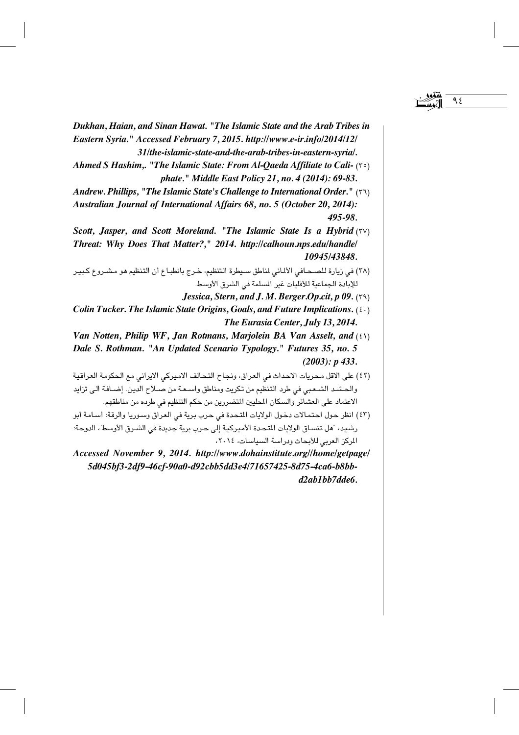***Dukhan, Haian, and Sinan Hawat. "The Islamic State and the Arab Tribes in Eastern Syria." Accessed February 7, 2015. http://www.e-ir.info/2014/12/31/the-islamic-state-and-the-arab-tribes-in-eastern-syria/.***

(٣٥) ***Ahmed S Hashim,. "The Islamic State: From Al-Qaeda Affiliate to Caliphate." Middle East Policy 21, no. 4 (2014): 69-83.***

(٣٦) ***Andrew. Phillips, "The Islamic State's Challenge to International Order." Australian Journal of International Affairs 68, no. 5 (October 20, 2014): 495-98.***

(٣٧) ***Scott, Jasper, and Scott Moreland. "The Islamic State Is a Hybrid Threat: Why Does That Matter?," 2014. http://calhoun.nps.edu/handle/10945/43848.***

(٣٨) في زيارة للصحافي الألماني لمناطق سيطرة التنظيم، خرج بانطباع أن التنظيم هو مشروع كبير للإبادة الجماعية للأقليات غير المسلمة في الشرق الأوسط.

(٣٩) ***Jessica, Stern, and J. M. Berger.Op.cit, p 09.***

(٤٠) ***Colin Tucker. The Islamic State Origins, Goals, and Future Implications. The Eurasia Center, July 13, 2014.***

(٤١) ***Van Notten, Philip WF, Jan Rotmans, Marjolein BA Van Asselt, and Dale S. Rothman. "An Updated Scenario Typology." Futures 35, no. 5 (2003): p 433.***

(٤٢) على الاقل مجريات الاحداث في العراق، ونجاح التحالف الاميركي الايراني مع الحكومة العراقية والحشد الشعبي في طرد التنظيم من تكريت ومناطق واسعة من صلاح الدين. إضافة الى تزايد الاعتماد على العشائر والسكان المحليين المتضررين من حكم التنظيم في طرده من مناطقهم.

(٤٣) انظر حول احتمالات دخول الولايات المتحدة في حرب برية في العراق وسوريا والرقة: أسامة أبو رشيد، "هل تنساق الولايات المتحدة الأميركية إلى حرب برية جديدة في الشرق الأوسط"، الدوحة: المركز العربي للأبحاث ودراسة السياسات، ٢٠١٤،

***Accessed November 9, 2014. http://www.dohainstitute.org//home/getpage/5d045bf3-2df9-46cf-90a0-d92cbb5dd3e4/71657425-8d75-4ca6-b8bb-d2ab1bb7dde6.***